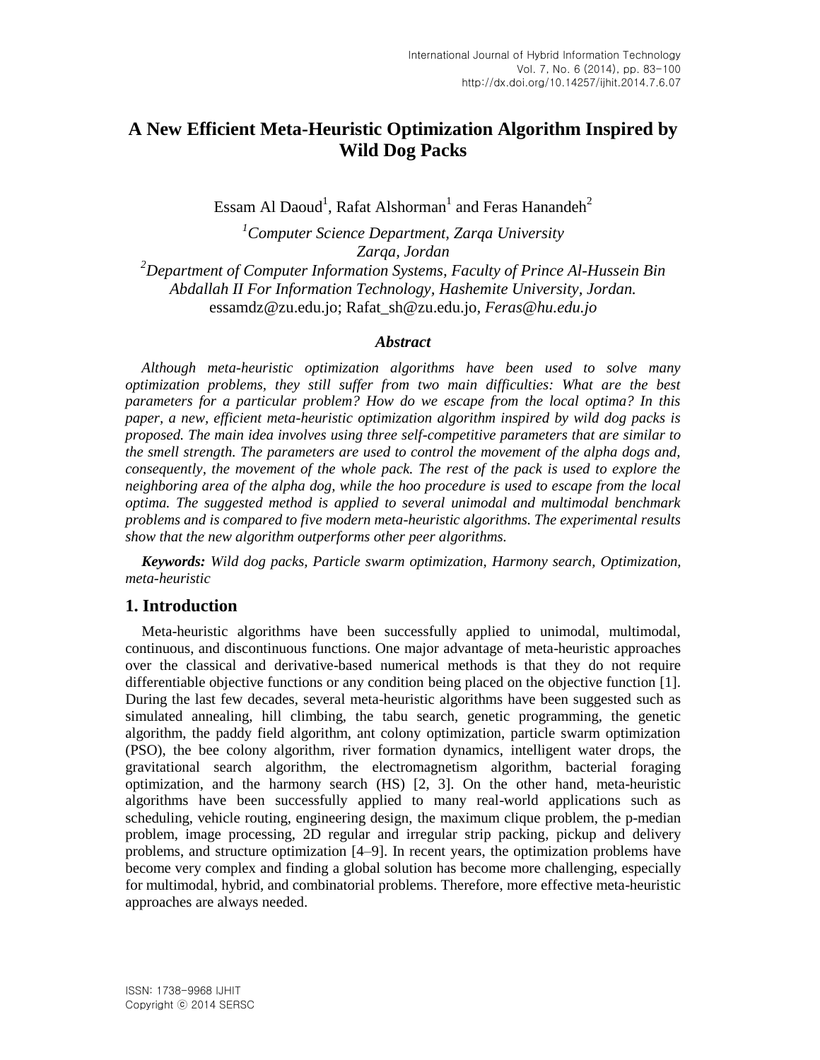# A New Efficient Meta-Heuristic Optimization Algorithm Inspired by Wild Dog Packs

Essam Al Daoud[1], Rafat Alshorman[1] and Feras Hanandeh[2]

[1]*Computer Science Department, Zarqa University*
*Zarqa, Jordan*
[2]*Department of Computer Information Systems, Faculty of Prince Al-Hussein Bin Abdallah II For Information Technology, Hashemite University, Jordan.*
essamdz@zu.edu.jo; Rafat_sh@zu.edu.jo, *Feras@hu.edu.jo*

### *Abstract*

*Although meta-heuristic optimization algorithms have been used to solve many optimization problems, they still suffer from two main difficulties: What are the best parameters for a particular problem? How do we escape from the local optima? In this paper, a new, efficient meta-heuristic optimization algorithm inspired by wild dog packs is proposed. The main idea involves using three self-competitive parameters that are similar to the smell strength. The parameters are used to control the movement of the alpha dogs and, consequently, the movement of the whole pack. The rest of the pack is used to explore the neighboring area of the alpha dog, while the hoo procedure is used to escape from the local optima. The suggested method is applied to several unimodal and multimodal benchmark problems and is compared to five modern meta-heuristic algorithms. The experimental results show that the new algorithm outperforms other peer algorithms.*

***Keywords:*** *Wild dog packs, Particle swarm optimization, Harmony search, Optimization, meta-heuristic*

## 1. Introduction

Meta-heuristic algorithms have been successfully applied to unimodal, multimodal, continuous, and discontinuous functions. One major advantage of meta-heuristic approaches over the classical and derivative-based numerical methods is that they do not require differentiable objective functions or any condition being placed on the objective function [1]. During the last few decades, several meta-heuristic algorithms have been suggested such as simulated annealing, hill climbing, the tabu search, genetic programming, the genetic algorithm, the paddy field algorithm, ant colony optimization, particle swarm optimization (PSO), the bee colony algorithm, river formation dynamics, intelligent water drops, the gravitational search algorithm, the electromagnetism algorithm, bacterial foraging optimization, and the harmony search (HS) [2, 3]. On the other hand, meta-heuristic algorithms have been successfully applied to many real-world applications such as scheduling, vehicle routing, engineering design, the maximum clique problem, the p-median problem, image processing, 2D regular and irregular strip packing, pickup and delivery problems, and structure optimization [4–9]. In recent years, the optimization problems have become very complex and finding a global solution has become more challenging, especially for multimodal, hybrid, and combinatorial problems. Therefore, more effective meta-heuristic approaches are always needed.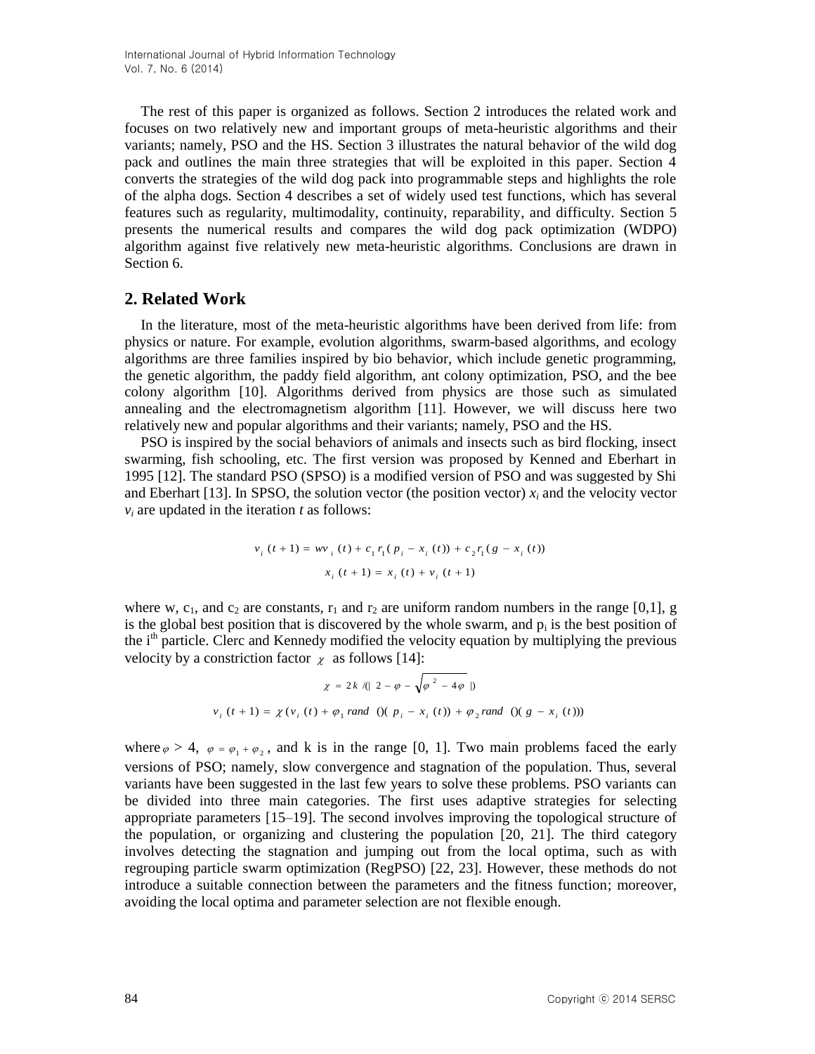The rest of this paper is organized as follows. Section 2 introduces the related work and focuses on two relatively new and important groups of meta-heuristic algorithms and their variants; namely, PSO and the HS. Section 3 illustrates the natural behavior of the wild dog pack and outlines the main three strategies that will be exploited in this paper. Section 4 converts the strategies of the wild dog pack into programmable steps and highlights the role of the alpha dogs. Section 4 describes a set of widely used test functions, which has several features such as regularity, multimodality, continuity, reparability, and difficulty. Section 5 presents the numerical results and compares the wild dog pack optimization (WDPO) algorithm against five relatively new meta-heuristic algorithms. Conclusions are drawn in Section 6.

## 2. Related Work

In the literature, most of the meta-heuristic algorithms have been derived from life: from physics or nature. For example, evolution algorithms, swarm-based algorithms, and ecology algorithms are three families inspired by bio behavior, which include genetic programming, the genetic algorithm, the paddy field algorithm, ant colony optimization, PSO, and the bee colony algorithm [10]. Algorithms derived from physics are those such as simulated annealing and the electromagnetism algorithm [11]. However, we will discuss here two relatively new and popular algorithms and their variants; namely, PSO and the HS.

PSO is inspired by the social behaviors of animals and insects such as bird flocking, insect swarming, fish schooling, etc. The first version was proposed by Kenned and Eberhart in 1995 [12]. The standard PSO (SPSO) is a modified version of PSO and was suggested by Shi and Eberhart [13]. In SPSO, the solution vector (the position vector) $x_i$ and the velocity vector $v_i$ are updated in the iteration $t$ as follows:

$$v_i(t+1) = wv_i(t) + c_1 r_1 (p_i - x_i(t)) + c_2 r_1 (g - x_i(t))$$

$$x_i(t+1) = x_i(t) + v_i(t+1)$$

where w, $c_1$, and $c_2$ are constants, $r_1$ and $r_2$ are uniform random numbers in the range [0,1], g is the global best position that is discovered by the whole swarm, and $p_i$ is the best position of the $i^{th}$ particle. Clerc and Kennedy modified the velocity equation by multiplying the previous velocity by a constriction factor $\chi$ as follows [14]:

$$\chi = 2k / (|2 - \varphi - \sqrt{\varphi^2 - 4\varphi}|)$$

$$v_i(t+1) = \chi(v_i(t) + \varphi_1 rand()(p_i - x_i(t)) + \varphi_2 rand()(g - x_i(t)))$$

where $\varphi > 4$, $\varphi = \varphi_1 + \varphi_2$, and k is in the range [0, 1]. Two main problems faced the early versions of PSO; namely, slow convergence and stagnation of the population. Thus, several variants have been suggested in the last few years to solve these problems. PSO variants can be divided into three main categories. The first uses adaptive strategies for selecting appropriate parameters [15–19]. The second involves improving the topological structure of the population, or organizing and clustering the population [20, 21]. The third category involves detecting the stagnation and jumping out from the local optima, such as with regrouping particle swarm optimization (RegPSO) [22, 23]. However, these methods do not introduce a suitable connection between the parameters and the fitness function; moreover, avoiding the local optima and parameter selection are not flexible enough.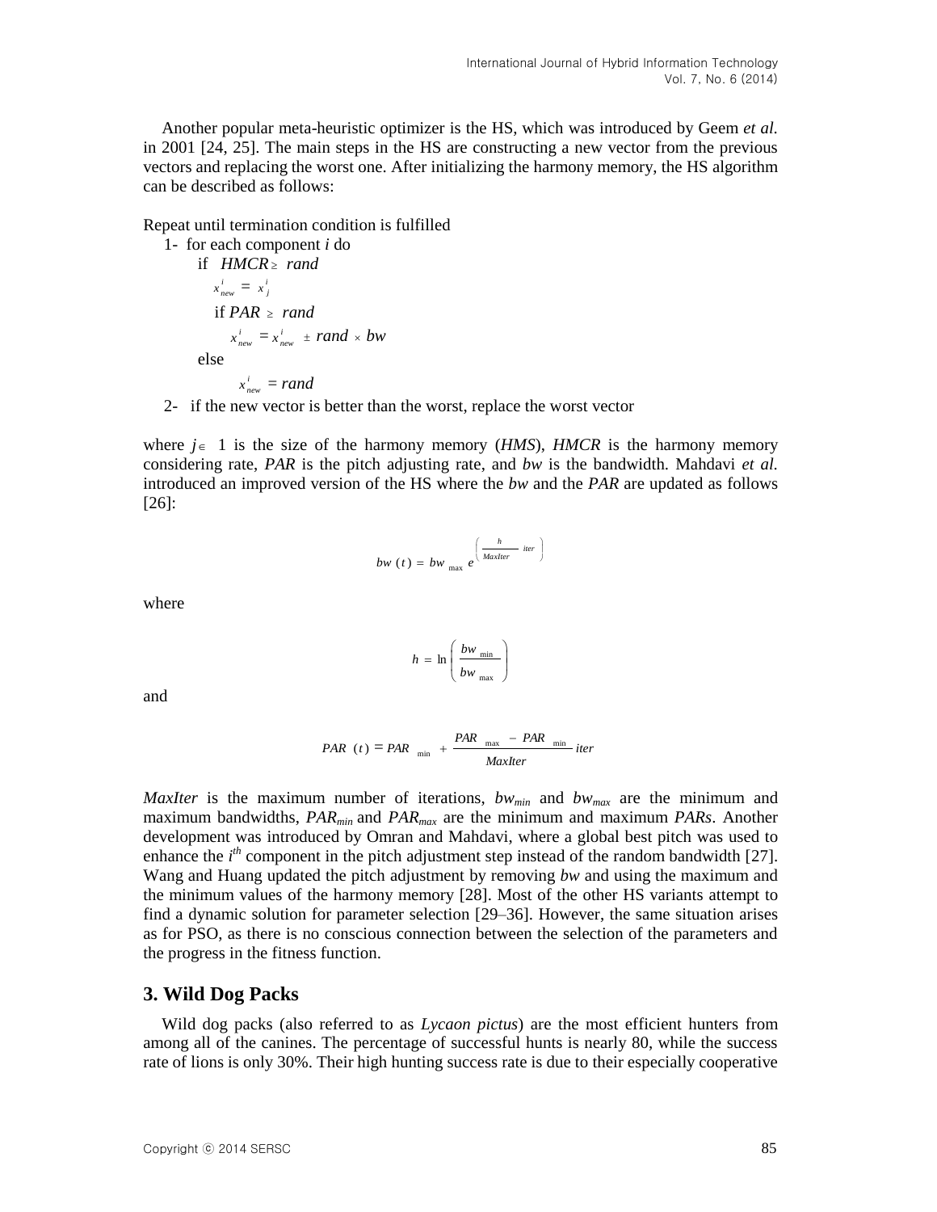Another popular meta-heuristic optimizer is the HS, which was introduced by Geem *et al.* in 2001 [24, 25]. The main steps in the HS are constructing a new vector from the previous vectors and replacing the worst one. After initializing the harmony memory, the HS algorithm can be described as follows:

Repeat until termination condition is fulfilled

1- for each component *i* do

  if $HMCR \geq rand$

   $x_{new}^{i} = x_{j}^{i}$

   if $PAR \geq rand$

    $x_{new}^{i} = x_{new}^{i} \pm rand \times bw$

  else

    $x_{new}^{i} = rand$

2- if the new vector is better than the worst, replace the worst vector

where $j \in 1$ is the size of the harmony memory (*HMS*), *HMCR* is the harmony memory considering rate, *PAR* is the pitch adjusting rate, and *bw* is the bandwidth. Mahdavi *et al.* introduced an improved version of the HS where the *bw* and the *PAR* are updated as follows [26]:

$$bw(t) = bw_{\max} e^{\left( \frac{h}{MaxIter} iter \right)}$$

where

$$h = \ln \left( \frac{bw_{\min}}{bw_{\max}} \right)$$

and

$$PAR(t) = PAR_{\min} + \frac{PAR_{\max} - PAR_{\min}}{MaxIter} iter$$

*MaxIter* is the maximum number of iterations, $bw_{min}$ and $bw_{max}$ are the minimum and maximum bandwidths, $PAR_{min}$ and $PAR_{max}$ are the minimum and maximum *PARs*. Another development was introduced by Omran and Mahdavi, where a global best pitch was used to enhance the $i^{th}$ component in the pitch adjustment step instead of the random bandwidth [27]. Wang and Huang updated the pitch adjustment by removing *bw* and using the maximum and the minimum values of the harmony memory [28]. Most of the other HS variants attempt to find a dynamic solution for parameter selection [29–36]. However, the same situation arises as for PSO, as there is no conscious connection between the selection of the parameters and the progress in the fitness function.

## 3. Wild Dog Packs

Wild dog packs (also referred to as *Lycaon pictus*) are the most efficient hunters from among all of the canines. The percentage of successful hunts is nearly 80, while the success rate of lions is only 30%. Their high hunting success rate is due to their especially cooperative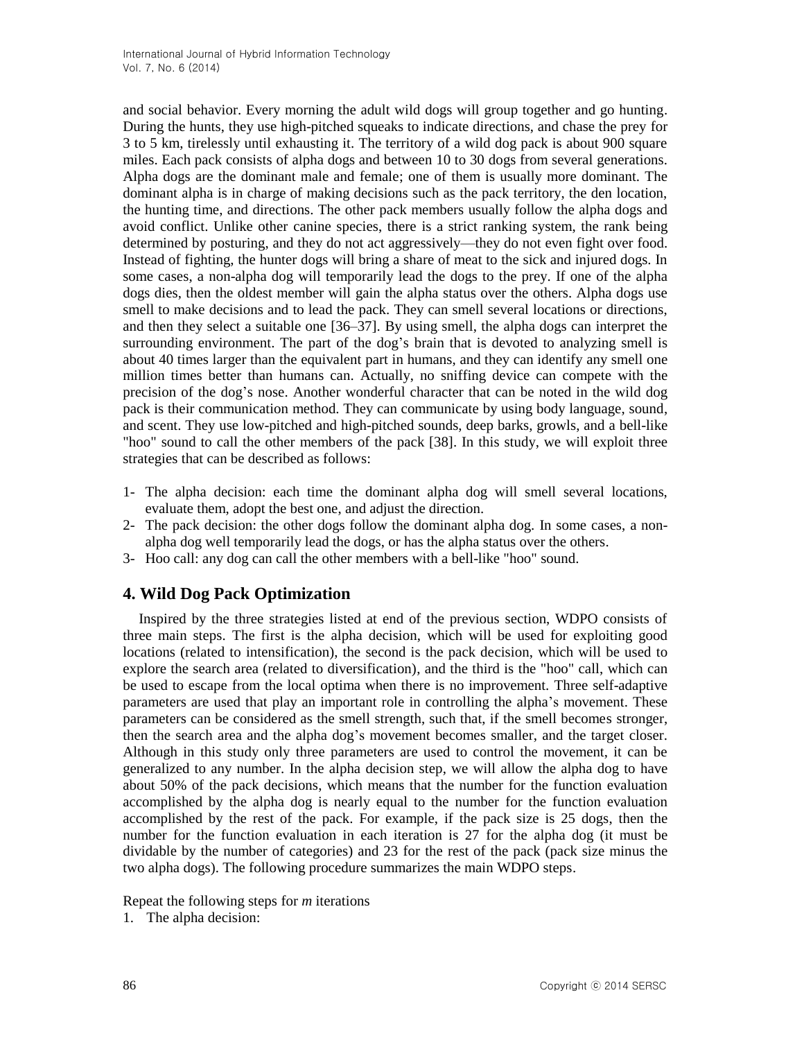and social behavior. Every morning the adult wild dogs will group together and go hunting. During the hunts, they use high-pitched squeaks to indicate directions, and chase the prey for 3 to 5 km, tirelessly until exhausting it. The territory of a wild dog pack is about 900 square miles. Each pack consists of alpha dogs and between 10 to 30 dogs from several generations. Alpha dogs are the dominant male and female; one of them is usually more dominant. The dominant alpha is in charge of making decisions such as the pack territory, the den location, the hunting time, and directions. The other pack members usually follow the alpha dogs and avoid conflict. Unlike other canine species, there is a strict ranking system, the rank being determined by posturing, and they do not act aggressively—they do not even fight over food. Instead of fighting, the hunter dogs will bring a share of meat to the sick and injured dogs. In some cases, a non-alpha dog will temporarily lead the dogs to the prey. If one of the alpha dogs dies, then the oldest member will gain the alpha status over the others. Alpha dogs use smell to make decisions and to lead the pack. They can smell several locations or directions, and then they select a suitable one [36–37]. By using smell, the alpha dogs can interpret the surrounding environment. The part of the dog's brain that is devoted to analyzing smell is about 40 times larger than the equivalent part in humans, and they can identify any smell one million times better than humans can. Actually, no sniffing device can compete with the precision of the dog's nose. Another wonderful character that can be noted in the wild dog pack is their communication method. They can communicate by using body language, sound, and scent. They use low-pitched and high-pitched sounds, deep barks, growls, and a bell-like "hoo" sound to call the other members of the pack [38]. In this study, we will exploit three strategies that can be described as follows:

1- The alpha decision: each time the dominant alpha dog will smell several locations, evaluate them, adopt the best one, and adjust the direction.
2- The pack decision: the other dogs follow the dominant alpha dog. In some cases, a non-alpha dog well temporarily lead the dogs, or has the alpha status over the others.
3- Hoo call: any dog can call the other members with a bell-like "hoo" sound.

## 4. Wild Dog Pack Optimization

Inspired by the three strategies listed at end of the previous section, WDPO consists of three main steps. The first is the alpha decision, which will be used for exploiting good locations (related to intensification), the second is the pack decision, which will be used to explore the search area (related to diversification), and the third is the "hoo" call, which can be used to escape from the local optima when there is no improvement. Three self-adaptive parameters are used that play an important role in controlling the alpha's movement. These parameters can be considered as the smell strength, such that, if the smell becomes stronger, then the search area and the alpha dog's movement becomes smaller, and the target closer. Although in this study only three parameters are used to control the movement, it can be generalized to any number. In the alpha decision step, we will allow the alpha dog to have about 50% of the pack decisions, which means that the number for the function evaluation accomplished by the alpha dog is nearly equal to the number for the function evaluation accomplished by the rest of the pack. For example, if the pack size is 25 dogs, then the number for the function evaluation in each iteration is 27 for the alpha dog (it must be dividable by the number of categories) and 23 for the rest of the pack (pack size minus the two alpha dogs). The following procedure summarizes the main WDPO steps.

Repeat the following steps for *m* iterations

1. The alpha decision: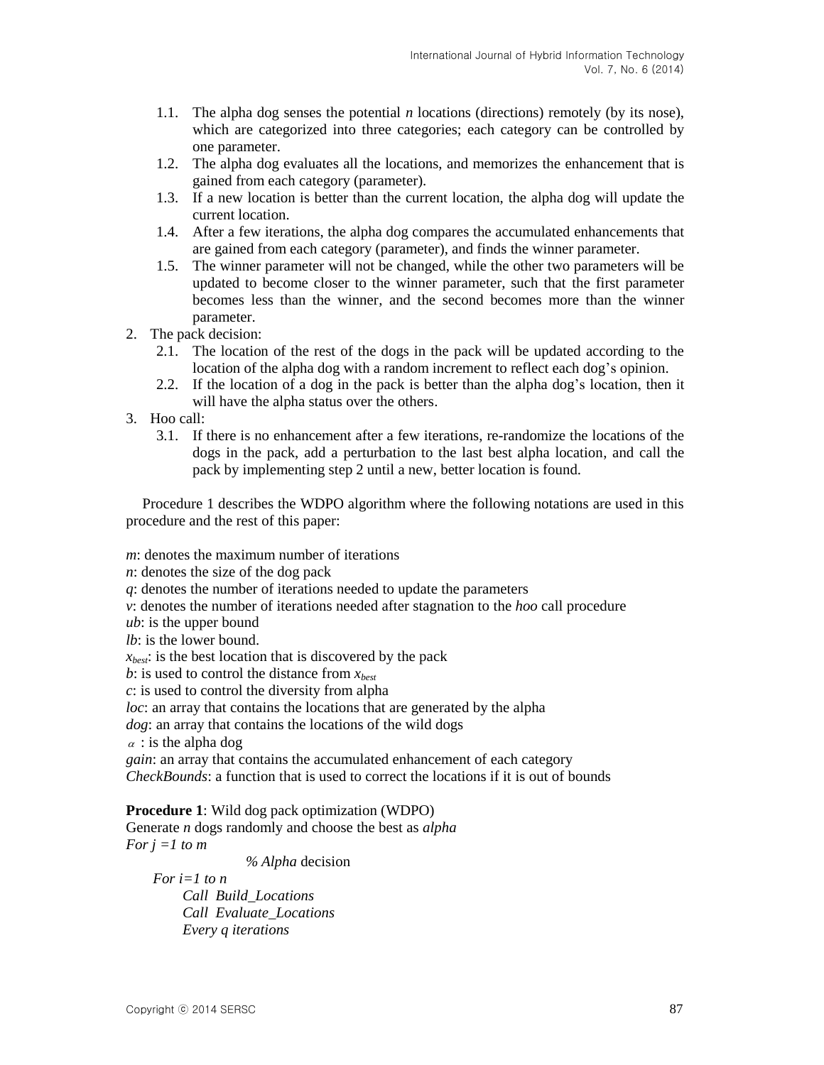1.1. The alpha dog senses the potential *n* locations (directions) remotely (by its nose), which are categorized into three categories; each category can be controlled by one parameter.
1.2. The alpha dog evaluates all the locations, and memorizes the enhancement that is gained from each category (parameter).
1.3. If a new location is better than the current location, the alpha dog will update the current location.
1.4. After a few iterations, the alpha dog compares the accumulated enhancements that are gained from each category (parameter), and finds the winner parameter.
1.5. The winner parameter will not be changed, while the other two parameters will be updated to become closer to the winner parameter, such that the first parameter becomes less than the winner, and the second becomes more than the winner parameter.

2. The pack decision:
   2.1. The location of the rest of the dogs in the pack will be updated according to the location of the alpha dog with a random increment to reflect each dog's opinion.
   2.2. If the location of a dog in the pack is better than the alpha dog's location, then it will have the alpha status over the others.
3. Hoo call:
   3.1. If there is no enhancement after a few iterations, re-randomize the locations of the dogs in the pack, add a perturbation to the last best alpha location, and call the pack by implementing step 2 until a new, better location is found.

Procedure 1 describes the WDPO algorithm where the following notations are used in this procedure and the rest of this paper:

*m*: denotes the maximum number of iterations
*n*: denotes the size of the dog pack
*q*: denotes the number of iterations needed to update the parameters
*v*: denotes the number of iterations needed after stagnation to the *hoo* call procedure
*ub*: is the upper bound
*lb*: is the lower bound.
$x_{best}$: is the best location that is discovered by the pack
*b*: is used to control the distance from $x_{best}$
*c*: is used to control the diversity from alpha
*loc*: an array that contains the locations that are generated by the alpha
*dog*: an array that contains the locations of the wild dogs
$\alpha$ : is the alpha dog
*gain*: an array that contains the accumulated enhancement of each category
*CheckBounds*: a function that is used to correct the locations if it is out of bounds

**Procedure 1**: Wild dog pack optimization (WDPO)

```
Generate n dogs randomly and choose the best as alpha
For j =1 to m
            % Alpha decision
    For i=1 to n
        Call Build_Locations
        Call Evaluate_Locations
        Every q iterations
```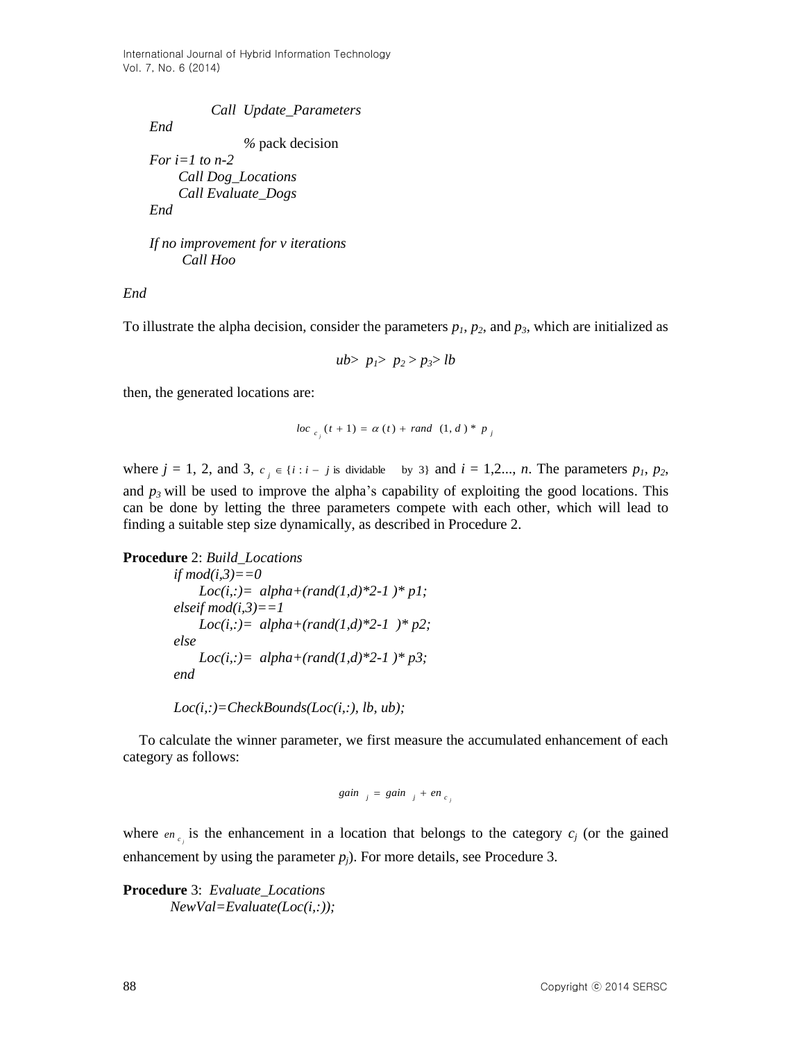```
            Call  Update_Parameters
    End
                        % pack decision
    For i=1 to n-2
          Call Dog_Locations
          Call Evaluate_Dogs
    End

    If no improvement for v iterations
           Call Hoo

End
```

To illustrate the alpha decision, consider the parameters $p_1$, $p_2$, and $p_3$, which are initialized as

$$ub > p_1 > p_2 > p_3 > lb$$

then, the generated locations are:

$$loc_{c_j}(t+1) = \alpha(t) + rand(1, d) * p_j$$

where $j$ = 1, 2, and 3, $c_j \in \{i : i - j \text{ is dividable by } 3\}$ and $i$ = 1,2..., $n$. The parameters $p_1$, $p_2$, and $p_3$ will be used to improve the alpha's capability of exploiting the good locations. This can be done by letting the three parameters compete with each other, which will lead to finding a suitable step size dynamically, as described in Procedure 2.

**Procedure** 2: *Build_Locations*

```
if mod(i,3)==0
      Loc(i,:)=  alpha+(rand(1,d)*2-1 )* p1;
elseif mod(i,3)==1
      Loc(i,:)=  alpha+(rand(1,d)*2-1  )* p2;
else
      Loc(i,:)=  alpha+(rand(1,d)*2-1 )* p3;
end

Loc(i,:)=CheckBounds(Loc(i,:), lb, ub);
```

To calculate the winner parameter, we first measure the accumulated enhancement of each category as follows:

$$gain_j = gain_j + en_{c_j}$$

where $en_{c_j}$ is the enhancement in a location that belongs to the category $c_j$ (or the gained enhancement by using the parameter $p_j$). For more details, see Procedure 3.

**Procedure** 3: *Evaluate_Locations*

```
NewVal=Evaluate(Loc(i,:));
```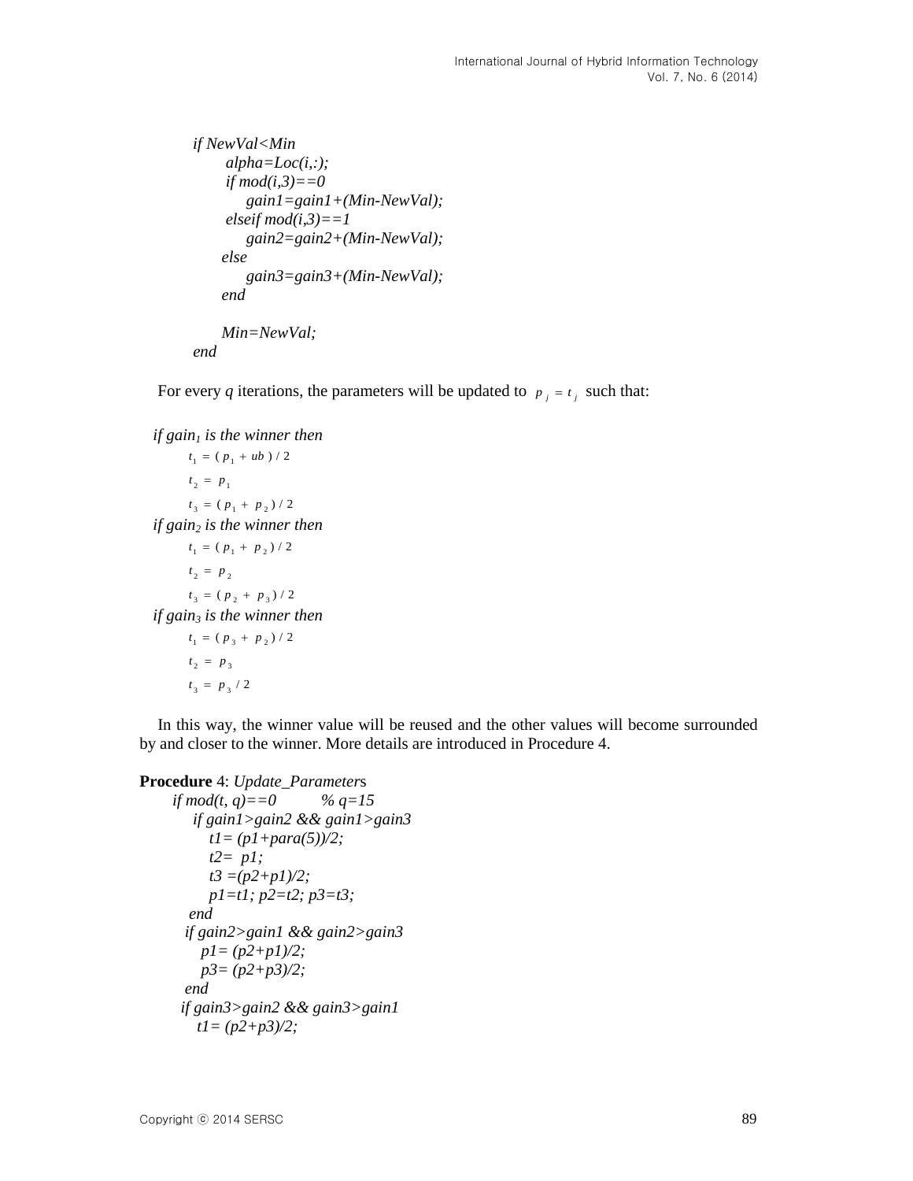```
if NewVal<Min
      alpha=Loc(i,:);
      if mod(i,3)==0
          gain1=gain1+(Min-NewVal);
      elseif mod(i,3)==1
          gain2=gain2+(Min-NewVal);
      else
          gain3=gain3+(Min-NewVal);
      end

      Min=NewVal;
end
```

For every *q* iterations, the parameters will be updated to $p_j = t_j$ such that:

*if* $gain_1$ *is the winner then*

$t_1 = (p_1 + ub)/2$

$t_2 = p_1$

$t_3 = (p_1 + p_2)/2$

*if* $gain_2$ *is the winner then*

$t_1 = (p_1 + p_2)/2$

$t_2 = p_2$

$t_3 = (p_2 + p_3)/2$

*if* $gain_3$ *is the winner then*

$t_1 = (p_3 + p_2)/2$

$t_2 = p_3$

$t_3 = p_3/2$

In this way, the winner value will be reused and the other values will become surrounded by and closer to the winner. More details are introduced in Procedure 4.

**Procedure** 4: *Update_Parameters*

```
if mod(t, q)==0          % q=15
    if gain1>gain2 && gain1>gain3
        t1= (p1+para(5))/2;
        t2=  p1;
        t3 =(p2+p1)/2;
        p1=t1; p2=t2; p3=t3;
    end
    if gain2>gain1 && gain2>gain3
        p1= (p2+p1)/2;
        p3= (p2+p3)/2;
    end
    if gain3>gain2 && gain3>gain1
        t1= (p2+p3)/2;
```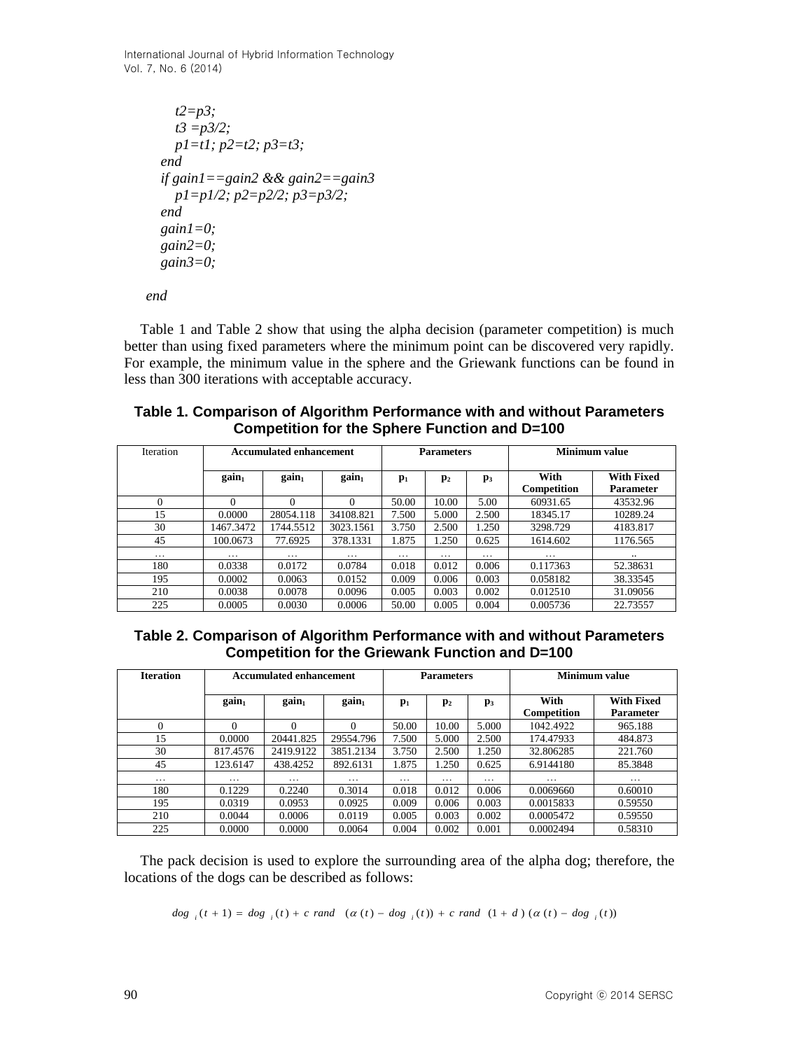```
        t2=p3;
        t3 =p3/2;
        p1=t1; p2=t2; p3=t3;
    end
    if gain1==gain2 && gain2==gain3
        p1=p1/2; p2=p2/2; p3=p3/2;
    end
    gain1=0;
    gain2=0;
    gain3=0;

end
```

Table 1 and Table 2 show that using the alpha decision (parameter competition) is much better than using fixed parameters where the minimum point can be discovered very rapidly. For example, the minimum value in the sphere and the Griewank functions can be found in less than 300 iterations with acceptable accuracy.

**Table 1. Comparison of Algorithm Performance with and without Parameters Competition for the Sphere Function and D=100**

| Iteration | Accumulated enhancement | | | Parameters | | | Minimum value | |
|---|---|---|---|---|---|---|---|---|
| | **$gain_1$** | **$gain_1$** | **$gain_1$** | **$p_1$** | **$p_2$** | **$p_3$** | **With Competition** | **With Fixed Parameter** |
| 0 | 0 | 0 | 0 | 50.00 | 10.00 | 5.00 | 60931.65 | 43532.96 |
| 15 | 0.0000 | 28054.118 | 34108.821 | 7.500 | 5.000 | 2.500 | 18345.17 | 10289.24 |
| 30 | 1467.3472 | 1744.5512 | 3023.1561 | 3.750 | 2.500 | 1.250 | 3298.729 | 4183.817 |
| 45 | 100.0673 | 77.6925 | 378.1331 | 1.875 | 1.250 | 0.625 | 1614.602 | 1176.565 |
| … | … | … | … | … | … | … | … | .. |
| 180 | 0.0338 | 0.0172 | 0.0784 | 0.018 | 0.012 | 0.006 | 0.117363 | 52.38631 |
| 195 | 0.0002 | 0.0063 | 0.0152 | 0.009 | 0.006 | 0.003 | 0.058182 | 38.33545 |
| 210 | 0.0038 | 0.0078 | 0.0096 | 0.005 | 0.003 | 0.002 | 0.012510 | 31.09056 |
| 225 | 0.0005 | 0.0030 | 0.0006 | 50.00 | 0.005 | 0.004 | 0.005736 | 22.73557 |

**Table 2. Comparison of Algorithm Performance with and without Parameters Competition for the Griewank Function and D=100**

| **Iteration** | Accumulated enhancement | | | Parameters | | | Minimum value | |
|---|---|---|---|---|---|---|---|---|
| | **$gain_1$** | **$gain_1$** | **$gain_1$** | **$p_1$** | **$p_2$** | **$p_3$** | **With Competition** | **With Fixed Parameter** |
| 0 | 0 | 0 | 0 | 50.00 | 10.00 | 5.000 | 1042.4922 | 965.188 |
| 15 | 0.0000 | 20441.825 | 29554.796 | 7.500 | 5.000 | 2.500 | 174.47933 | 484.873 |
| 30 | 817.4576 | 2419.9122 | 3851.2134 | 3.750 | 2.500 | 1.250 | 32.806285 | 221.760 |
| 45 | 123.6147 | 438.4252 | 892.6131 | 1.875 | 1.250 | 0.625 | 6.9144180 | 85.3848 |
| … | … | … | … | … | … | … | … | … |
| 180 | 0.1229 | 0.2240 | 0.3014 | 0.018 | 0.012 | 0.006 | 0.0069660 | 0.60010 |
| 195 | 0.0319 | 0.0953 | 0.0925 | 0.009 | 0.006 | 0.003 | 0.0015833 | 0.59550 |
| 210 | 0.0044 | 0.0006 | 0.0119 | 0.005 | 0.003 | 0.002 | 0.0005472 | 0.59550 |
| 225 | 0.0000 | 0.0000 | 0.0064 | 0.004 | 0.002 | 0.001 | 0.0002494 | 0.58310 |

The pack decision is used to explore the surrounding area of the alpha dog; therefore, the locations of the dogs can be described as follows:

$$dog_i(t+1) = dog_i(t) + c\ rand\ (\alpha(t) - dog_i(t)) + c\ rand\ (1+d)\,(\alpha(t) - dog_i(t))$$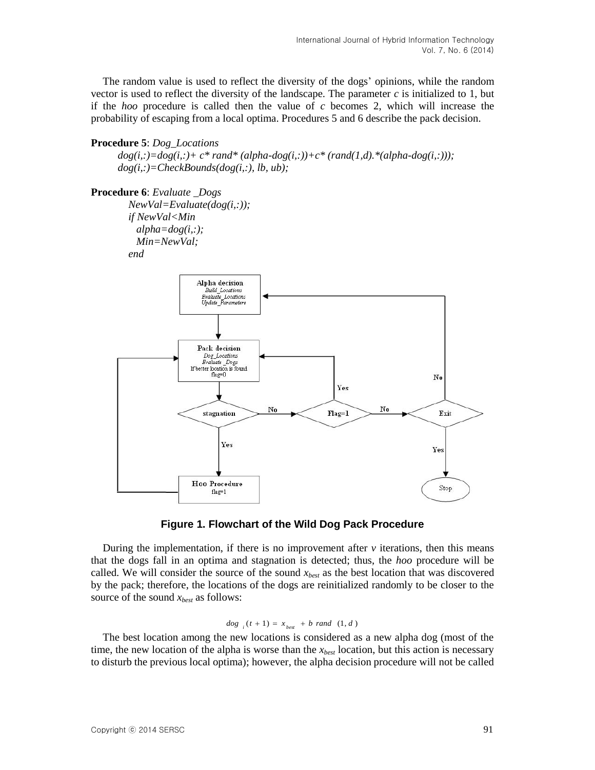The random value is used to reflect the diversity of the dogs' opinions, while the random vector is used to reflect the diversity of the landscape. The parameter *c* is initialized to 1, but if the *hoo* procedure is called then the value of *c* becomes 2, which will increase the probability of escaping from a local optima. Procedures 5 and 6 describe the pack decision.

**Procedure 5**: *Dog_Locations*

```
dog(i,:)=dog(i,:)+ c* rand* (alpha-dog(i,:))+c* (rand(1,d).*(alpha-dog(i,:)));
dog(i,:)=CheckBounds(dog(i,:), lb, ub);
```

**Procedure 6**: *Evaluate _Dogs*

```
NewVal=Evaluate(dog(i,:));
if NewVal<Min
  alpha=dog(i,:);
  Min=NewVal;
end
```

**Figure 1. Flowchart of the Wild Dog Pack Procedure**

During the implementation, if there is no improvement after *v* iterations, then this means that the dogs fall in an optima and stagnation is detected; thus, the *hoo* procedure will be called. We will consider the source of the sound $x_{best}$ as the best location that was discovered by the pack; therefore, the locations of the dogs are reinitialized randomly to be closer to the source of the sound $x_{best}$ as follows:

$$dog_i(t+1) = x_{best} + b\ rand(1,d)$$

The best location among the new locations is considered as a new alpha dog (most of the time, the new location of the alpha is worse than the $x_{best}$ location, but this action is necessary to disturb the previous local optima); however, the alpha decision procedure will not be called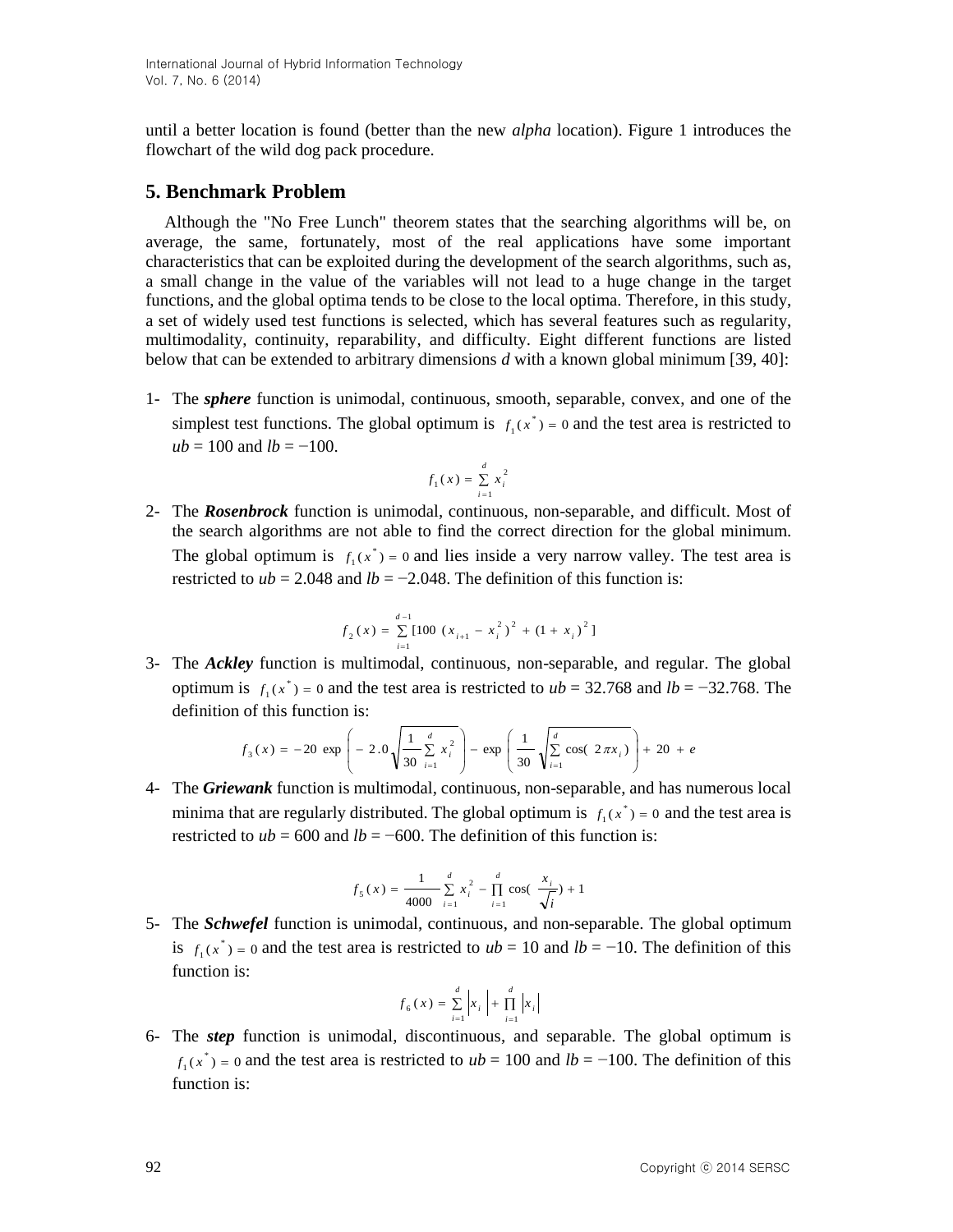until a better location is found (better than the new *alpha* location). Figure 1 introduces the flowchart of the wild dog pack procedure.

## 5. Benchmark Problem

Although the "No Free Lunch" theorem states that the searching algorithms will be, on average, the same, fortunately, most of the real applications have some important characteristics that can be exploited during the development of the search algorithms, such as, a small change in the value of the variables will not lead to a huge change in the target functions, and the global optima tends to be close to the local optima. Therefore, in this study, a set of widely used test functions is selected, which has several features such as regularity, multimodality, continuity, reparability, and difficulty. Eight different functions are listed below that can be extended to arbitrary dimensions *d* with a known global minimum [39, 40]:

1- The ***sphere*** function is unimodal, continuous, smooth, separable, convex, and one of the simplest test functions. The global optimum is $f_1(x^*) = 0$ and the test area is restricted to *ub* = 100 and *lb* = −100.

$$f_1(x) = \sum_{i=1}^{d} x_i^2$$

2- The ***Rosenbrock*** function is unimodal, continuous, non-separable, and difficult. Most of the search algorithms are not able to find the correct direction for the global minimum. The global optimum is $f_1(x^*) = 0$ and lies inside a very narrow valley. The test area is restricted to *ub* = 2.048 and *lb* = −2.048. The definition of this function is:

$$f_2(x) = \sum_{i=1}^{d-1} [100\,(x_{i+1} - x_i^2)^2 + (1 + x_i)^2]$$

3- The ***Ackley*** function is multimodal, continuous, non-separable, and regular. The global optimum is $f_1(x^*) = 0$ and the test area is restricted to *ub* = 32.768 and *lb* = −32.768. The definition of this function is:

$$f_3(x) = -20\exp\left(-2.0\sqrt{\frac{1}{30}\sum_{i=1}^{d} x_i^2}\right) - \exp\left(\frac{1}{30}\sqrt{\sum_{i=1}^{d}\cos(2\pi x_i)}\right) + 20 + e$$

4- The ***Griewank*** function is multimodal, continuous, non-separable, and has numerous local minima that are regularly distributed. The global optimum is $f_1(x^*) = 0$ and the test area is restricted to *ub* = 600 and *lb* = −600. The definition of this function is:

$$f_5(x) = \frac{1}{4000}\sum_{i=1}^{d} x_i^2 - \prod_{i=1}^{d}\cos\left(\frac{x_i}{\sqrt{i}}\right) + 1$$

5- The ***Schwefel*** function is unimodal, continuous, and non-separable. The global optimum is $f_1(x^*) = 0$ and the test area is restricted to *ub* = 10 and *lb* = −10. The definition of this function is:

$$f_6(x) = \sum_{i=1}^{d} |x_i| + \prod_{i=1}^{d} |x_i|$$

6- The ***step*** function is unimodal, discontinuous, and separable. The global optimum is $f_1(x^*) = 0$ and the test area is restricted to *ub* = 100 and *lb* = −100. The definition of this function is: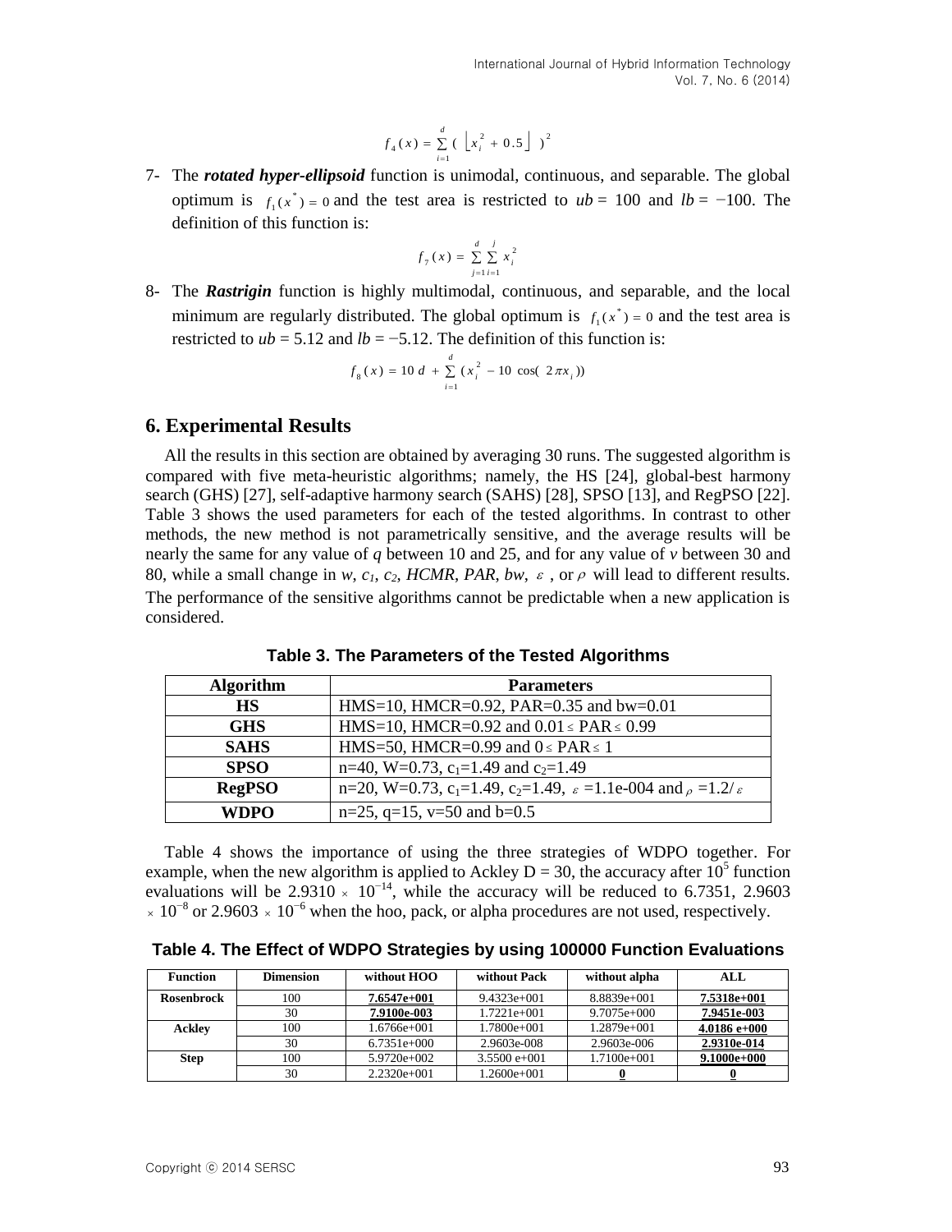$$f_4(x) = \sum_{i=1}^{d} \left( \left\lfloor x_i^2 + 0.5 \right\rfloor \right)^2$$

7- The ***rotated hyper-ellipsoid*** function is unimodal, continuous, and separable. The global optimum is $f_1(x^*) = 0$ and the test area is restricted to $ub = 100$ and $lb = -100$. The definition of this function is:

$$f_7(x) = \sum_{j=1}^{d} \sum_{i=1}^{j} x_i^2$$

8- The ***Rastrigin*** function is highly multimodal, continuous, and separable, and the local minimum are regularly distributed. The global optimum is $f_1(x^*) = 0$ and the test area is restricted to $ub = 5.12$ and $lb = -5.12$. The definition of this function is:

$$f_8(x) = 10\,d + \sum_{i=1}^{d} (x_i^2 - 10\cos(2\pi x_i))$$

## 6. Experimental Results

All the results in this section are obtained by averaging 30 runs. The suggested algorithm is compared with five meta-heuristic algorithms; namely, the HS [24], global-best harmony search (GHS) [27], self-adaptive harmony search (SAHS) [28], SPSO [13], and RegPSO [22]. Table 3 shows the used parameters for each of the tested algorithms. In contrast to other methods, the new method is not parametrically sensitive, and the average results will be nearly the same for any value of $q$ between 10 and 25, and for any value of $v$ between 30 and 80, while a small change in $w$, $c_1$, $c_2$, $HCMR$, $PAR$, $bw$, $\varepsilon$, or $\rho$ will lead to different results. The performance of the sensitive algorithms cannot be predictable when a new application is considered.

**Table 3. The Parameters of the Tested Algorithms**

| Algorithm | Parameters |
|---|---|
| **HS** | HMS=10, HMCR=0.92, PAR=0.35 and bw=0.01 |
| **GHS** | HMS=10, HMCR=0.92 and $0.01 \leq$ PAR $\leq 0.99$ |
| **SAHS** | HMS=50, HMCR=0.99 and $0 \leq$ PAR $\leq 1$ |
| **SPSO** | n=40, W=0.73, $c_1$=1.49 and $c_2$=1.49 |
| **RegPSO** | n=20, W=0.73, $c_1$=1.49, $c_2$=1.49, $\varepsilon$ =1.1e-004 and $\rho$ =1.2/$\varepsilon$ |
| **WDPO** | n=25, q=15, v=50 and b=0.5 |

Table 4 shows the importance of using the three strategies of WDPO together. For example, when the new algorithm is applied to Ackley D = 30, the accuracy after $10^5$ function evaluations will be $2.9310 \times 10^{-14}$, while the accuracy will be reduced to 6.7351, $2.9603 \times 10^{-8}$ or $2.9603 \times 10^{-6}$ when the hoo, pack, or alpha procedures are not used, respectively.

**Table 4. The Effect of WDPO Strategies by using 100000 Function Evaluations**

| Function | Dimension | without HOO | without Pack | without alpha | ALL |
|---|---|---|---|---|---|
| **Rosenbrock** | 100 | **7.6547e+001** | 9.4323e+001 | 8.8839e+001 | **7.5318e+001** |
| | 30 | **7.9100e-003** | 1.7221e+001 | 9.7075e+000 | **7.9451e-003** |
| **Ackley** | 100 | 1.6766e+001 | 1.7800e+001 | 1.2879e+001 | **4.0186 e+000** |
| | 30 | 6.7351e+000 | 2.9603e-008 | 2.9603e-006 | **2.9310e-014** |
| **Step** | 100 | 5.9720e+002 | 3.5500 e+001 | 1.7100e+001 | **9.1000e+000** |
| | 30 | 2.2320e+001 | 1.2600e+001 | **0** | **0** |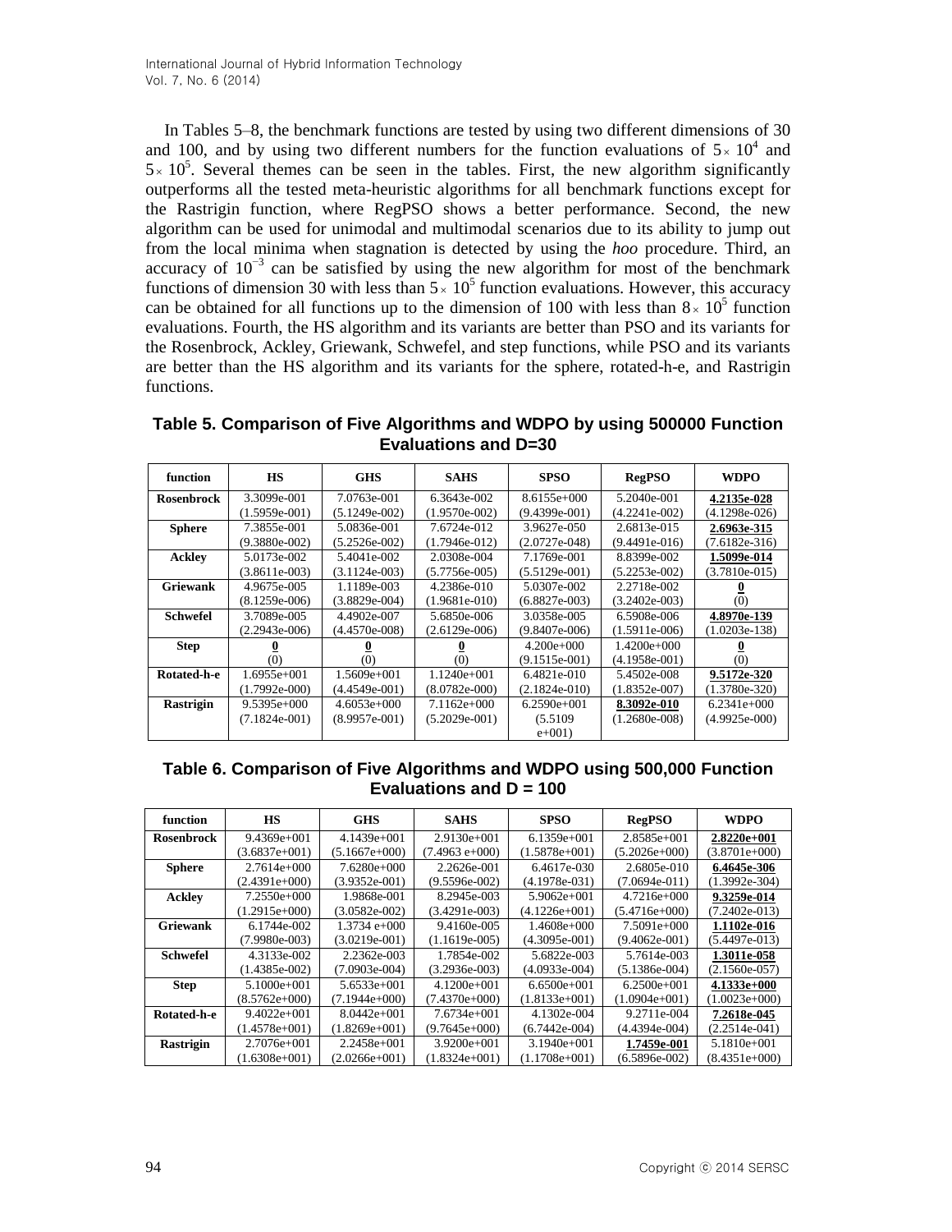In Tables 5–8, the benchmark functions are tested by using two different dimensions of 30 and 100, and by using two different numbers for the function evaluations of $5\times10^4$ and $5\times10^5$. Several themes can be seen in the tables. First, the new algorithm significantly outperforms all the tested meta-heuristic algorithms for all benchmark functions except for the Rastrigin function, where RegPSO shows a better performance. Second, the new algorithm can be used for unimodal and multimodal scenarios due to its ability to jump out from the local minima when stagnation is detected by using the *hoo* procedure. Third, an accuracy of $10^{-3}$ can be satisfied by using the new algorithm for most of the benchmark functions of dimension 30 with less than $5\times10^5$ function evaluations. However, this accuracy can be obtained for all functions up to the dimension of 100 with less than $8\times10^5$ function evaluations. Fourth, the HS algorithm and its variants are better than PSO and its variants for the Rosenbrock, Ackley, Griewank, Schwefel, and step functions, while PSO and its variants are better than the HS algorithm and its variants for the sphere, rotated-h-e, and Rastrigin functions.

**Table 5. Comparison of Five Algorithms and WDPO by using 500000 Function Evaluations and D=30**

| function | HS | GHS | SAHS | SPSO | RegPSO | WDPO |
|---|---|---|---|---|---|---|
| **Rosenbrock** | 3.3099e-001 (1.5959e-001) | 7.0763e-001 (5.1249e-002) | 6.3643e-002 (1.9570e-002) | 8.6155e+000 (9.4399e-001) | 5.2040e-001 (4.2241e-002) | **4.2135e-028** (4.1298e-026) |
| **Sphere** | 7.3855e-001 (9.3880e-002) | 5.0836e-001 (5.2526e-002) | 7.6724e-012 (1.7946e-012) | 3.9627e-050 (2.0727e-048) | 2.6813e-015 (9.4491e-016) | **2.6963e-315** (7.6182e-316) |
| **Ackley** | 5.0173e-002 (3.8611e-003) | 5.4041e-002 (3.1124e-003) | 2.0308e-004 (5.7756e-005) | 7.1769e-001 (5.5129e-001) | 8.8399e-002 (5.2253e-002) | **1.5099e-014** (3.7810e-015) |
| **Griewank** | 4.9675e-005 (8.1259e-006) | 1.1189e-003 (3.8829e-004) | 4.2386e-010 (1.9681e-010) | 5.0307e-002 (6.8827e-003) | 2.2718e-002 (3.2402e-003) | **0** (0) |
| **Schwefel** | 3.7089e-005 (2.2943e-006) | 4.4902e-007 (4.4570e-008) | 5.6850e-006 (2.6129e-006) | 3.0358e-005 (9.8407e-006) | 6.5908e-006 (1.5911e-006) | **4.8970e-139** (1.0203e-138) |
| **Step** | **0** (0) | **0** (0) | **0** (0) | 4.200e+000 (9.1515e-001) | 1.4200e+000 (4.1958e-001) | **0** (0) |
| **Rotated-h-e** | 1.6955e+001 (1.7992e-000) | 1.5609e+001 (4.4549e-001) | 1.1240e+001 (8.0782e-000) | 6.4821e-010 (2.1824e-010) | 5.4502e-008 (1.8352e-007) | **9.5172e-320** (1.3780e-320) |
| **Rastrigin** | 9.5395e+000 (7.1824e-001) | 4.6053e+000 (8.9957e-001) | 7.1162e+000 (5.2029e-001) | 6.2590e+001 (5.5109 e+001) | **8.3092e-010** (1.2680e-008) | 6.2341e+000 (4.9925e-000) |

**Table 6. Comparison of Five Algorithms and WDPO using 500,000 Function Evaluations and D = 100**

| function | HS | GHS | SAHS | SPSO | RegPSO | WDPO |
|---|---|---|---|---|---|---|
| **Rosenbrock** | 9.4369e+001 (3.6837e+001) | 4.1439e+001 (5.1667e+000) | 2.9130e+001 (7.4963 e+000) | 6.1359e+001 (1.5878e+001) | 2.8585e+001 (5.2026e+000) | **2.8220e+001** (3.8701e+000) |
| **Sphere** | 2.7614e+000 (2.4391e+000) | 7.6280e+000 (3.9352e-001) | 2.2626e-001 (9.5596e-002) | 6.4617e-030 (4.1978e-031) | 2.6805e-010 (7.0694e-011) | **6.4645e-306** (1.3992e-304) |
| **Ackley** | 7.2550e+000 (1.2915e+000) | 1.9868e-001 (3.0582e-002) | 8.2945e-003 (3.4291e-003) | 5.9062e+001 (4.1226e+001) | 4.7216e+000 (5.4716e+000) | **9.3259e-014** (7.2402e-013) |
| **Griewank** | 6.1744e-002 (7.9980e-003) | 1.3734 e+000 (3.0219e-001) | 9.4160e-005 (1.1619e-005) | 1.4608e+000 (4.3095e-001) | 7.5091e+000 (9.4062e-001) | **1.1102e-016** (5.4497e-013) |
| **Schwefel** | 4.3133e-002 (1.4385e-002) | 2.2362e-003 (7.0903e-004) | 1.7854e-002 (3.2936e-003) | 5.6822e-003 (4.0933e-004) | 5.7614e-003 (5.1386e-004) | **1.3011e-058** (2.1560e-057) |
| **Step** | 5.1000e+001 (8.5762e+000) | 5.6533e+001 (7.1944e+000) | 4.1200e+001 (7.4370e+000) | 6.6500e+001 (1.8133e+001) | 6.2500e+001 (1.0904e+001) | **4.1333e+000** (1.0023e+000) |
| **Rotated-h-e** | 9.4022e+001 (1.4578e+001) | 8.0442e+001 (1.8269e+001) | 7.6734e+001 (9.7645e+000) | 4.1302e-004 (6.7442e-004) | 9.2711e-004 (4.4394e-004) | **7.2618e-045** (2.2514e-041) |
| **Rastrigin** | 2.7076e+001 (1.6308e+001) | 2.2458e+001 (2.0266e+001) | 3.9200e+001 (1.8324e+001) | 3.1940e+001 (1.1708e+001) | **1.7459e-001** (6.5896e-002) | 5.1810e+001 (8.4351e+000) |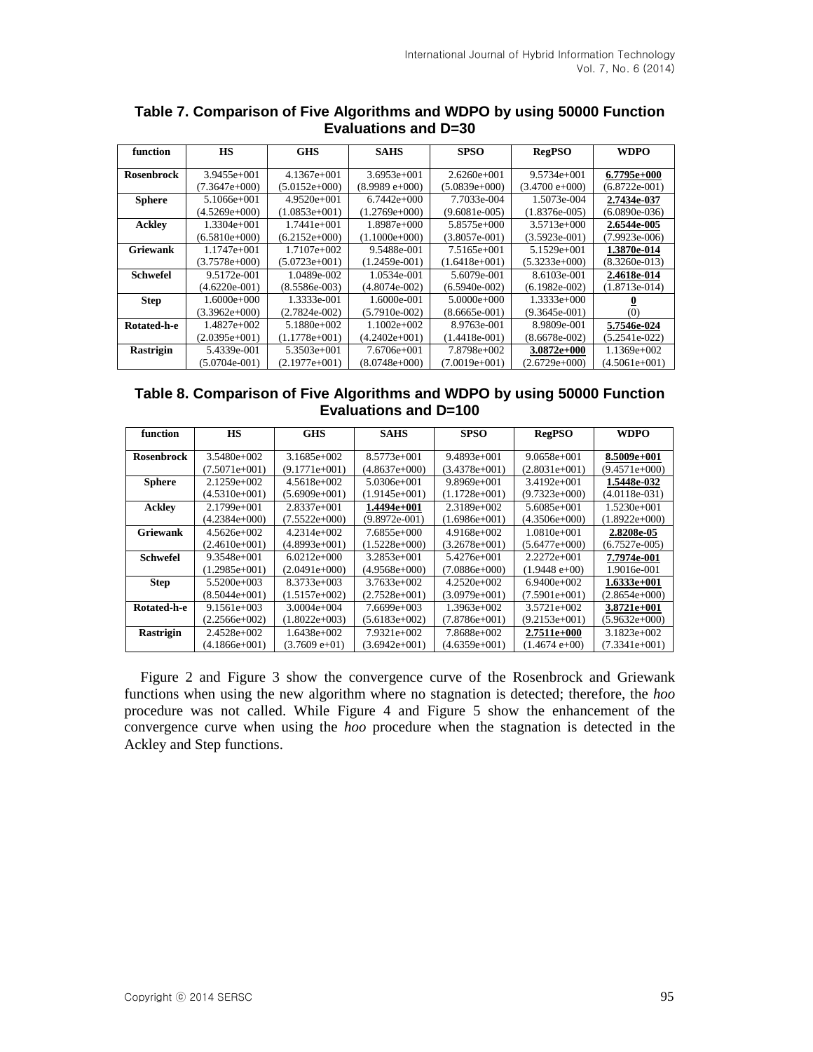**Table 7. Comparison of Five Algorithms and WDPO by using 50000 Function Evaluations and D=30**

| function | HS | GHS | SAHS | SPSO | RegPSO | WDPO |
|---|---|---|---|---|---|---|
| **Rosenbrock** | 3.9455e+001 (7.3647e+000) | 4.1367e+001 (5.0152e+000) | 3.6953e+001 (8.9989 e+000) | 2.6260e+001 (5.0839e+000) | 9.5734e+001 (3.4700 e+000) | **6.7795e+000** (6.8722e-001) |
| **Sphere** | 5.1066e+001 (4.5269e+000) | 4.9520e+001 (1.0853e+001) | 6.7442e+000 (1.2769e+000) | 7.7033e-004 (9.6081e-005) | 1.5073e-004 (1.8376e-005) | **2.7434e-037** (6.0890e-036) |
| **Ackley** | 1.3304e+001 (6.5810e+000) | 1.7441e+001 (6.2152e+000) | 1.8987e+000 (1.1000e+000) | 5.8575e+000 (3.8057e-001) | 3.5713e+000 (3.5923e-001) | **2.6544e-005** (7.9923e-006) |
| **Griewank** | 1.1747e+001 (3.7578e+000) | 1.7107e+002 (5.0723e+001) | 9.5488e-001 (1.2459e-001) | 7.5165e+001 (1.6418e+001) | 5.1529e+001 (5.3233e+000) | **1.3870e-014** (8.3260e-013) |
| **Schwefel** | 9.5172e-001 (4.6220e-001) | 1.0489e-002 (8.5586e-003) | 1.0534e-001 (4.8074e-002) | 5.6079e-001 (6.5940e-002) | 8.6103e-001 (6.1982e-002) | **2.4618e-014** (1.8713e-014) |
| **Step** | 1.6000e+000 (3.3962e+000) | 1.3333e-001 (2.7824e-002) | 1.6000e-001 (5.7910e-002) | 5.0000e+000 (8.6665e-001) | 1.3333e+000 (9.3645e-001) | **0** (0) |
| **Rotated-h-e** | 1.4827e+002 (2.0395e+001) | 5.1880e+002 (1.1778e+001) | 1.1002e+002 (4.2402e+001) | 8.9763e-001 (1.4418e-001) | 8.9809e-001 (8.6678e-002) | **5.7546e-024** (5.2541e-022) |
| **Rastrigin** | 5.4339e-001 (5.0704e-001) | 5.3503e+001 (2.1977e+001) | 7.6706e+001 (8.0748e+000) | 7.8798e+002 (7.0019e+001) | **3.0872e+000** (2.6729e+000) | 1.1369e+002 (4.5061e+001) |

**Table 8. Comparison of Five Algorithms and WDPO by using 50000 Function Evaluations and D=100**

| function | HS | GHS | SAHS | SPSO | RegPSO | WDPO |
|---|---|---|---|---|---|---|
| **Rosenbrock** | 3.5480e+002 (7.5071e+001) | 3.1685e+002 (9.1771e+001) | 8.5773e+001 (4.8637e+000) | 9.4893e+001 (3.4378e+001) | 9.0658e+001 (2.8031e+001) | **8.5009e+001** (9.4571e+000) |
| **Sphere** | 2.1259e+002 (4.5310e+001) | 4.5618e+002 (5.6909e+001) | 5.0306e+001 (1.9145e+001) | 9.8969e+001 (1.1728e+001) | 3.4192e+001 (9.7323e+000) | **1.5448e-032** (4.0118e-031) |
| **Ackley** | 2.1799e+001 (4.2384e+000) | 2.8337e+001 (7.5522e+000) | **1.4494e+001** (9.8972e-001) | 2.3189e+002 (1.6986e+001) | 5.6085e+001 (4.3506e+000) | 1.5230e+001 (1.8922e+000) |
| **Griewank** | 4.5626e+002 (2.4610e+001) | 4.2314e+002 (4.8993e+001) | 7.6855e+000 (1.5228e+000) | 4.9168e+002 (3.2678e+001) | 1.0810e+001 (5.6477e+000) | **2.8208e-05** (6.7527e-005) |
| **Schwefel** | 9.3548e+001 (1.2985e+001) | 6.0212e+000 (2.0491e+000) | 3.2853e+001 (4.9568e+000) | 5.4276e+001 (7.0886e+000) | 2.2272e+001 (1.9448 e+00) | **7.7974e-001** 1.9016e-001 |
| **Step** | 5.5200e+003 (8.5044e+001) | 8.3733e+003 (1.5157e+002) | 3.7633e+002 (2.7528e+001) | 4.2520e+002 (3.0979e+001) | 6.9400e+002 (7.5901e+001) | **1.6333e+001** (2.8654e+000) |
| **Rotated-h-e** | 9.1561e+003 (2.2566e+002) | 3.0004e+004 (1.8022e+003) | 7.6699e+003 (5.6183e+002) | 1.3963e+002 (7.8786e+001) | 3.5721e+002 (9.2153e+001) | **3.8721e+001** (5.9632e+000) |
| **Rastrigin** | 2.4528e+002 (4.1866e+001) | 1.6438e+002 (3.7609 e+01) | 7.9321e+002 (3.6942e+001) | 7.8688e+002 (4.6359e+001) | **2.7511e+000** (1.4674 e+00) | 3.1823e+002 (7.3341e+001) |

Figure 2 and Figure 3 show the convergence curve of the Rosenbrock and Griewank functions when using the new algorithm where no stagnation is detected; therefore, the *hoo* procedure was not called. While Figure 4 and Figure 5 show the enhancement of the convergence curve when using the *hoo* procedure when the stagnation is detected in the Ackley and Step functions.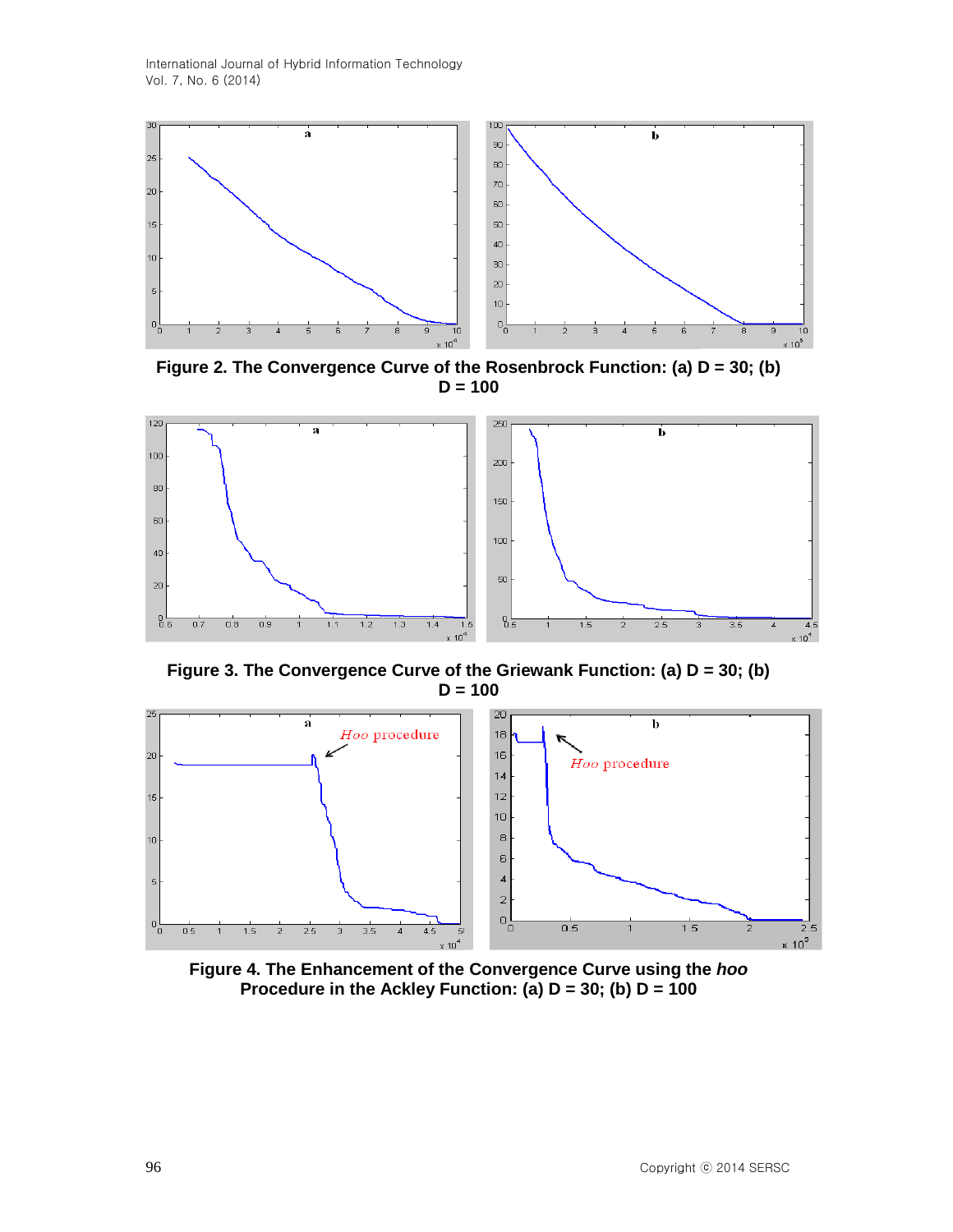**Figure 2. The Convergence Curve of the Rosenbrock Function: (a) D = 30; (b) D = 100**

**Figure 3. The Convergence Curve of the Griewank Function: (a) D = 30; (b) D = 100**

**Figure 4. The Enhancement of the Convergence Curve using the *hoo* Procedure in the Ackley Function: (a) D = 30; (b) D = 100**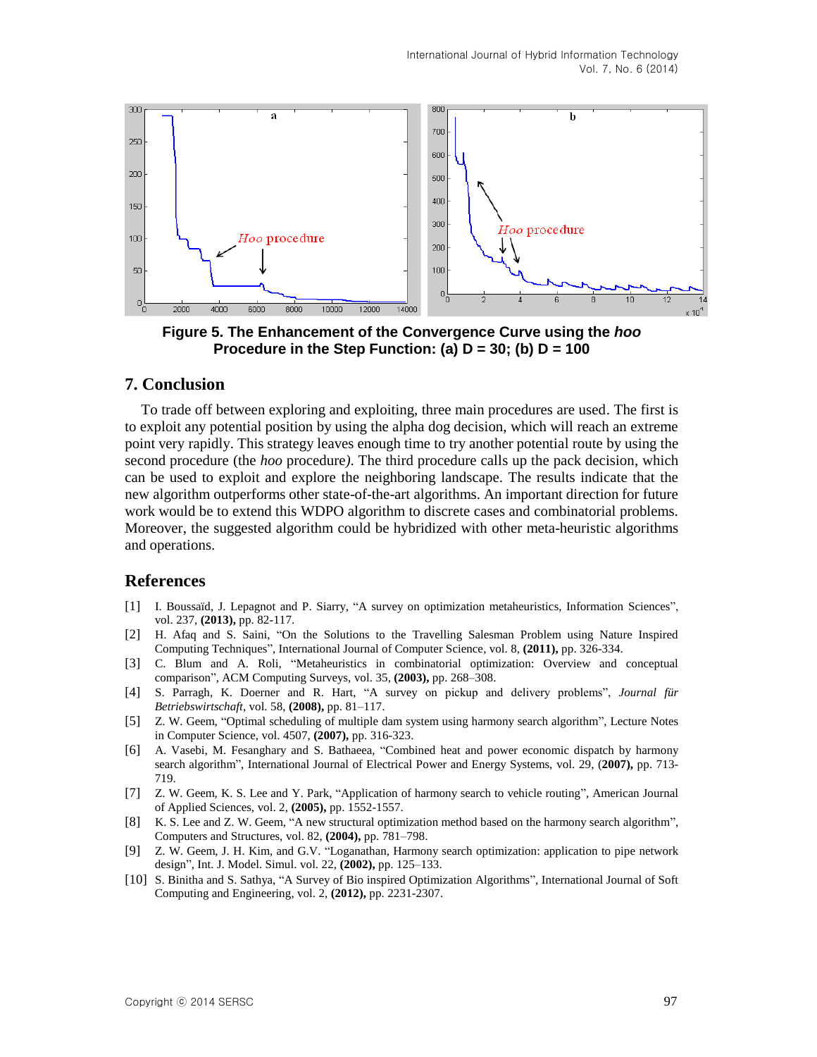**Figure 5. The Enhancement of the Convergence Curve using the *hoo* Procedure in the Step Function: (a) D = 30; (b) D = 100**

## 7. Conclusion

To trade off between exploring and exploiting, three main procedures are used. The first is to exploit any potential position by using the alpha dog decision, which will reach an extreme point very rapidly. This strategy leaves enough time to try another potential route by using the second procedure (the *hoo* procedure*)*. The third procedure calls up the pack decision, which can be used to exploit and explore the neighboring landscape. The results indicate that the new algorithm outperforms other state-of-the-art algorithms. An important direction for future work would be to extend this WDPO algorithm to discrete cases and combinatorial problems. Moreover, the suggested algorithm could be hybridized with other meta-heuristic algorithms and operations.

## References

[1] I. Boussaïd, J. Lepagnot and P. Siarry, "A survey on optimization metaheuristics, Information Sciences", vol. 237, **(2013),** pp. 82-117.

[2] H. Afaq and S. Saini, "On the Solutions to the Travelling Salesman Problem using Nature Inspired Computing Techniques", International Journal of Computer Science, vol. 8, **(2011),** pp. 326-334.

[3] C. Blum and A. Roli, "Metaheuristics in combinatorial optimization: Overview and conceptual comparison", ACM Computing Surveys, vol. 35, **(2003),** pp. 268–308.

[4] S. Parragh, K. Doerner and R. Hart, "A survey on pickup and delivery problems", *Journal für Betriebswirtschaft*, vol. 58, **(2008),** pp. 81–117.

[5] Z. W. Geem, "Optimal scheduling of multiple dam system using harmony search algorithm", Lecture Notes in Computer Science, vol. 4507, **(2007),** pp. 316-323.

[6] A. Vasebi, M. Fesanghary and S. Bathaeea, "Combined heat and power economic dispatch by harmony search algorithm", International Journal of Electrical Power and Energy Systems, vol. 29, (**2007),** pp. 713-719.

[7] Z. W. Geem, K. S. Lee and Y. Park, "Application of harmony search to vehicle routing", American Journal of Applied Sciences, vol. 2, **(2005),** pp. 1552-1557.

[8] K. S. Lee and Z. W. Geem, "A new structural optimization method based on the harmony search algorithm", Computers and Structures, vol. 82, **(2004),** pp. 781–798.

[9] Z. W. Geem, J. H. Kim, and G.V. "Loganathan, Harmony search optimization: application to pipe network design", Int. J. Model. Simul. vol. 22, **(2002),** pp. 125–133.

[10] S. Binitha and S. Sathya, "A Survey of Bio inspired Optimization Algorithms", International Journal of Soft Computing and Engineering, vol. 2, **(2012),** pp. 2231-2307.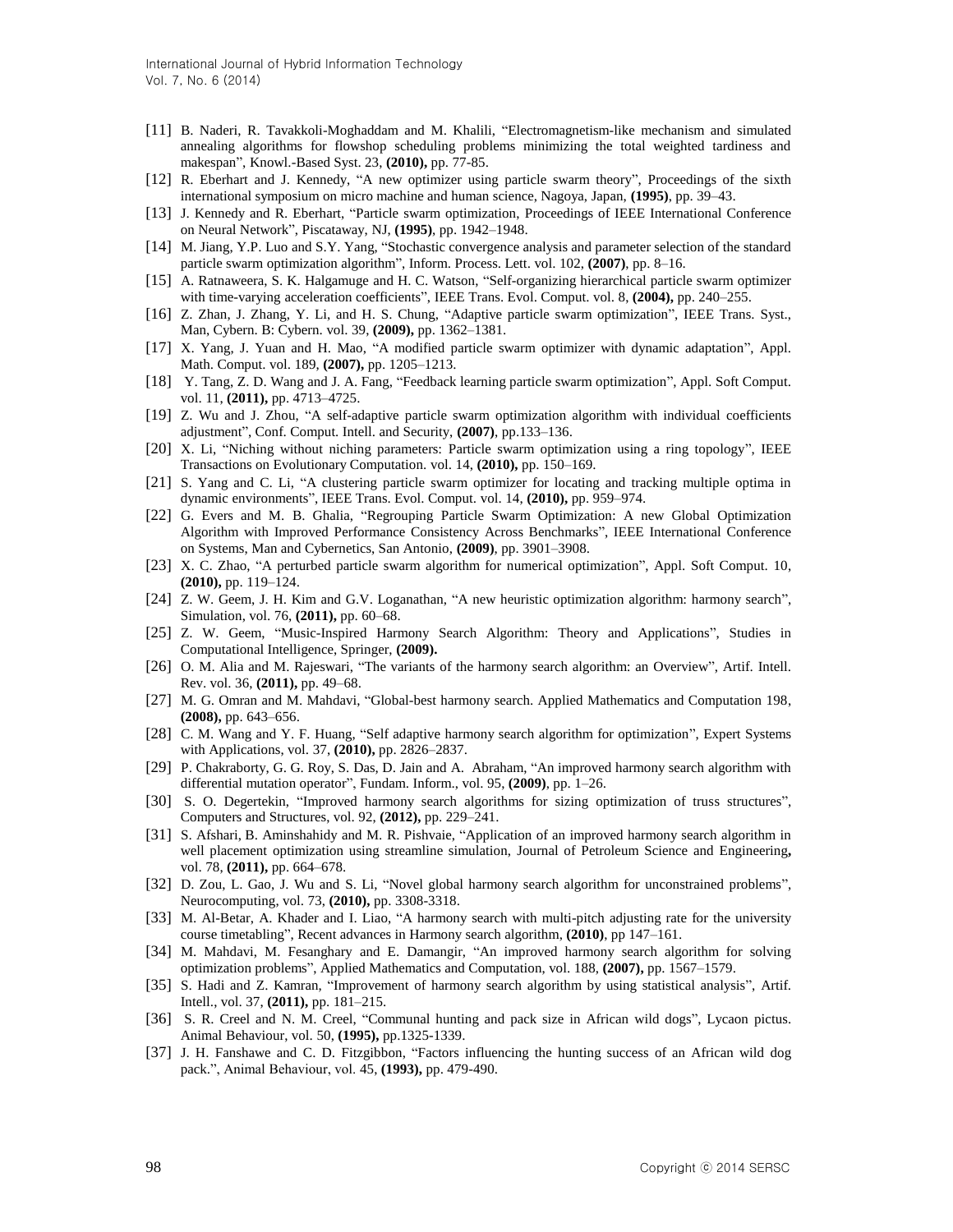[11] B. Naderi, R. Tavakkoli-Moghaddam and M. Khalili, "Electromagnetism-like mechanism and simulated annealing algorithms for flowshop scheduling problems minimizing the total weighted tardiness and makespan", Knowl.-Based Syst. 23, **(2010),** pp. 77-85.

[12] R. Eberhart and J. Kennedy, "A new optimizer using particle swarm theory", Proceedings of the sixth international symposium on micro machine and human science, Nagoya, Japan, **(1995)**, pp. 39–43.

[13] J. Kennedy and R. Eberhart, "Particle swarm optimization, Proceedings of IEEE International Conference on Neural Network", Piscataway, NJ, **(1995)**, pp. 1942–1948.

[14] M. Jiang, Y.P. Luo and S.Y. Yang, "Stochastic convergence analysis and parameter selection of the standard particle swarm optimization algorithm", Inform. Process. Lett. vol. 102, **(2007)**, pp. 8–16.

[15] A. Ratnaweera, S. K. Halgamuge and H. C. Watson, "Self-organizing hierarchical particle swarm optimizer with time-varying acceleration coefficients", IEEE Trans. Evol. Comput. vol. 8, **(2004),** pp. 240–255.

[16] Z. Zhan, J. Zhang, Y. Li, and H. S. Chung, "Adaptive particle swarm optimization", IEEE Trans. Syst., Man, Cybern. B: Cybern. vol. 39, **(2009),** pp. 1362–1381.

[17] X. Yang, J. Yuan and H. Mao, "A modified particle swarm optimizer with dynamic adaptation", Appl. Math. Comput. vol. 189, **(2007),** pp. 1205–1213.

[18] Y. Tang, Z. D. Wang and J. A. Fang, "Feedback learning particle swarm optimization", Appl. Soft Comput. vol. 11, **(2011),** pp. 4713–4725.

[19] Z. Wu and J. Zhou, "A self-adaptive particle swarm optimization algorithm with individual coefficients adjustment", Conf. Comput. Intell. and Security, **(2007)**, pp.133–136.

[20] X. Li, "Niching without niching parameters: Particle swarm optimization using a ring topology", IEEE Transactions on Evolutionary Computation. vol. 14, **(2010),** pp. 150–169.

[21] S. Yang and C. Li, "A clustering particle swarm optimizer for locating and tracking multiple optima in dynamic environments", IEEE Trans. Evol. Comput. vol. 14, **(2010),** pp. 959–974.

[22] G. Evers and M. B. Ghalia, "Regrouping Particle Swarm Optimization: A new Global Optimization Algorithm with Improved Performance Consistency Across Benchmarks", IEEE International Conference on Systems, Man and Cybernetics, San Antonio, **(2009)**, pp. 3901–3908.

[23] X. C. Zhao, "A perturbed particle swarm algorithm for numerical optimization", Appl. Soft Comput. 10, **(2010),** pp. 119–124.

[24] Z. W. Geem, J. H. Kim and G.V. Loganathan, "A new heuristic optimization algorithm: harmony search", Simulation, vol. 76, **(2011),** pp. 60–68.

[25] Z. W. Geem, "Music-Inspired Harmony Search Algorithm: Theory and Applications", Studies in Computational Intelligence, Springer, **(2009).**

[26] O. M. Alia and M. Rajeswari, "The variants of the harmony search algorithm: an Overview", Artif. Intell. Rev. vol. 36, **(2011),** pp. 49–68.

[27] M. G. Omran and M. Mahdavi, "Global-best harmony search. Applied Mathematics and Computation 198, **(2008),** pp. 643–656.

[28] C. M. Wang and Y. F. Huang, "Self adaptive harmony search algorithm for optimization", Expert Systems with Applications, vol. 37, **(2010),** pp. 2826–2837.

[29] P. Chakraborty, G. G. Roy, S. Das, D. Jain and A. Abraham, "An improved harmony search algorithm with differential mutation operator", Fundam. Inform., vol. 95, **(2009)**, pp. 1–26.

[30] S. O. Degertekin, "Improved harmony search algorithms for sizing optimization of truss structures", Computers and Structures, vol. 92, **(2012),** pp. 229–241.

[31] S. Afshari, B. Aminshahidy and M. R. Pishvaie, "Application of an improved harmony search algorithm in well placement optimization using streamline simulation, Journal of Petroleum Science and Engineering**,** vol. 78, **(2011),** pp. 664–678.

[32] D. Zou, L. Gao, J. Wu and S. Li, "Novel global harmony search algorithm for unconstrained problems", Neurocomputing, vol. 73, **(2010),** pp. 3308-3318.

[33] M. Al-Betar, A. Khader and I. Liao, "A harmony search with multi-pitch adjusting rate for the university course timetabling", Recent advances in Harmony search algorithm, **(2010)**, pp 147–161.

[34] M. Mahdavi, M. Fesanghary and E. Damangir, "An improved harmony search algorithm for solving optimization problems", Applied Mathematics and Computation, vol. 188, **(2007),** pp. 1567–1579.

[35] S. Hadi and Z. Kamran, "Improvement of harmony search algorithm by using statistical analysis", Artif. Intell., vol. 37, **(2011),** pp. 181–215.

[36] S. R. Creel and N. M. Creel, "Communal hunting and pack size in African wild dogs", Lycaon pictus. Animal Behaviour, vol. 50, **(1995),** pp.1325-1339.

[37] J. H. Fanshawe and C. D. Fitzgibbon, "Factors influencing the hunting success of an African wild dog pack.", Animal Behaviour, vol. 45, **(1993),** pp. 479-490.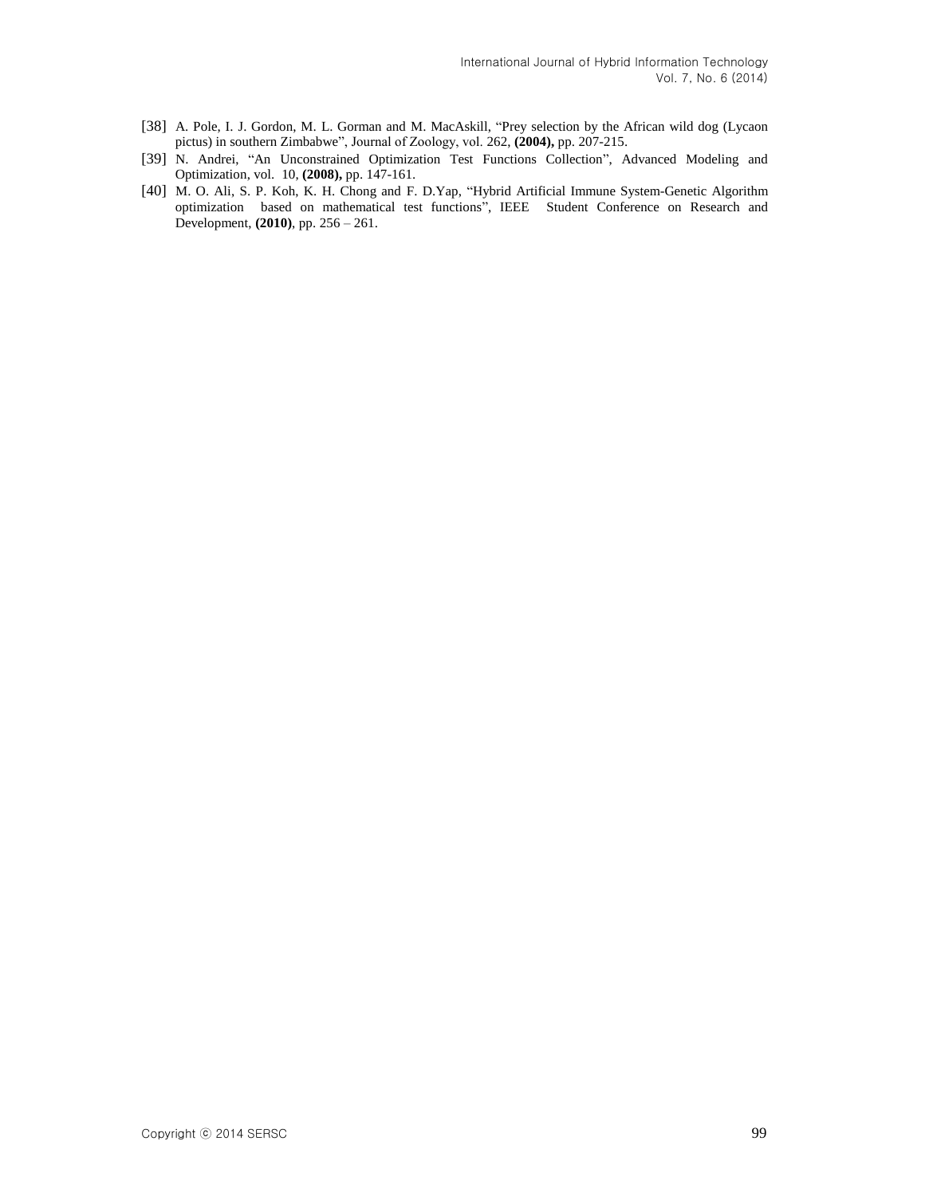[38] A. Pole, I. J. Gordon, M. L. Gorman and M. MacAskill, "Prey selection by the African wild dog (Lycaon pictus) in southern Zimbabwe", Journal of Zoology, vol. 262, **(2004),** pp. 207-215.

[39] N. Andrei, "An Unconstrained Optimization Test Functions Collection", Advanced Modeling and Optimization, vol. 10, **(2008),** pp. 147-161.

[40] M. O. Ali, S. P. Koh, K. H. Chong and F. D.Yap, "Hybrid Artificial Immune System-Genetic Algorithm optimization based on mathematical test functions", IEEE Student Conference on Research and Development, **(2010)**, pp. 256 – 261.